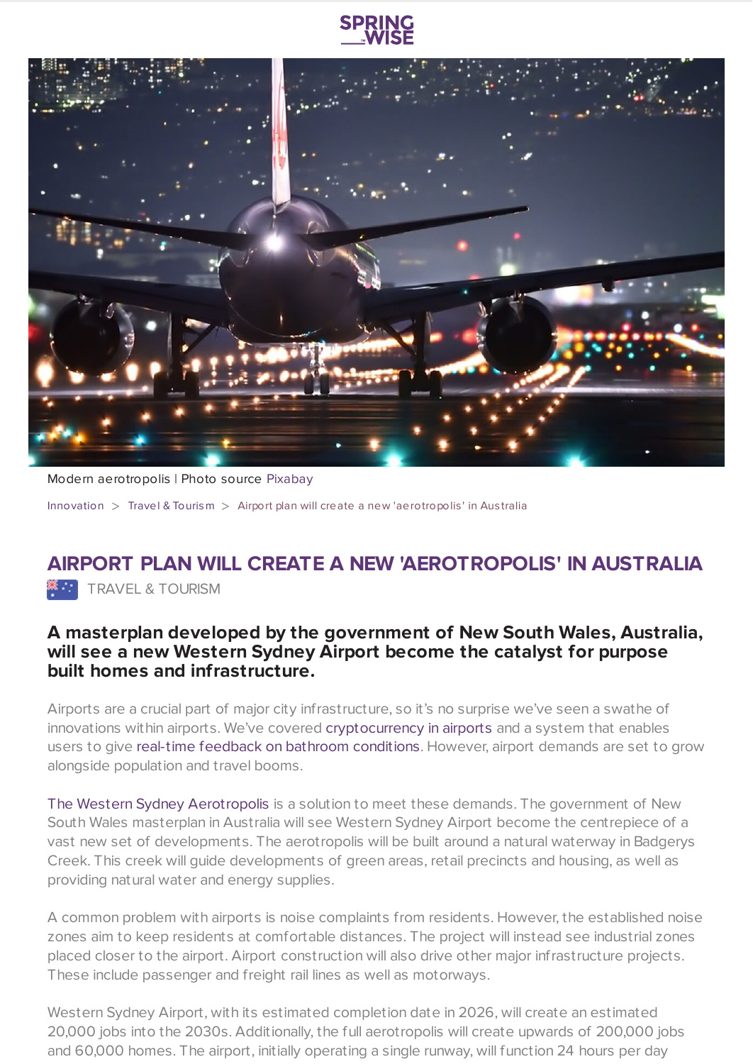Modern aerotropolis | Photo source Pixabay

Innovation > Travel & Tourism > Airport plan will create a new 'aerotropolis' in Australia

# AIRPORT PLAN WILL CREATE A NEW 'AEROTROPOLIS' IN AUSTRALIA

TRAVEL & TOURISM

### A masterplan developed by the government of New South Wales, Australia, will see a new Western Sydney Airport become the catalyst for purpose built homes and infrastructure.

Airports are a crucial part of major city infrastructure, so it's no surprise we've seen a swathe of innovations within airports. We've covered cryptocurrency in airports and a system that enables users to give real-time feedback on bathroom conditions. However, airport demands are set to grow alongside population and travel booms.

The Western Sydney Aerotropolis is a solution to meet these demands. The government of New South Wales masterplan in Australia will see Western Sydney Airport become the centrepiece of a vast new set of developments. The aerotropolis will be built around a natural waterway in Badgerys Creek. This creek will guide developments of green areas, retail precincts and housing, as well as providing natural water and energy supplies.

A common problem with airports is noise complaints from residents. However, the established noise zones aim to keep residents at comfortable distances. The project will instead see industrial zones placed closer to the airport. Airport construction will also drive other major infrastructure projects. These include passenger and freight rail lines as well as motorways.

Western Sydney Airport, with its estimated completion date in 2026, will create an estimated 20,000 jobs into the 2030s. Additionally, the full aerotropolis will create upwards of 200,000 jobs and 60,000 homes. The airport, initially operating a single runway, will function 24 hours per day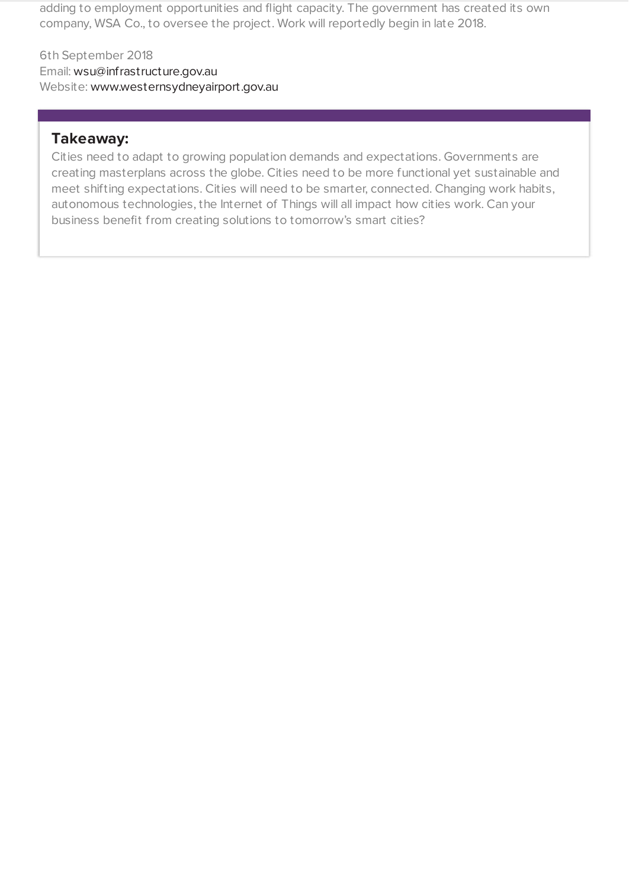adding to employment opportunities and flight capacity. The government has created its own company, WSA Co., to oversee the project. Work will reportedly begin in late 2018.

6th September 2018
Email: wsu@infrastructure.gov.au
Website: www.westernsydneyairport.gov.au

**Takeaway:**
Cities need to adapt to growing population demands and expectations. Governments are creating masterplans across the globe. Cities need to be more functional yet sustainable and meet shifting expectations. Cities will need to be smarter, connected. Changing work habits, autonomous technologies, the Internet of Things will all impact how cities work. Can your business benefit from creating solutions to tomorrow's smart cities?